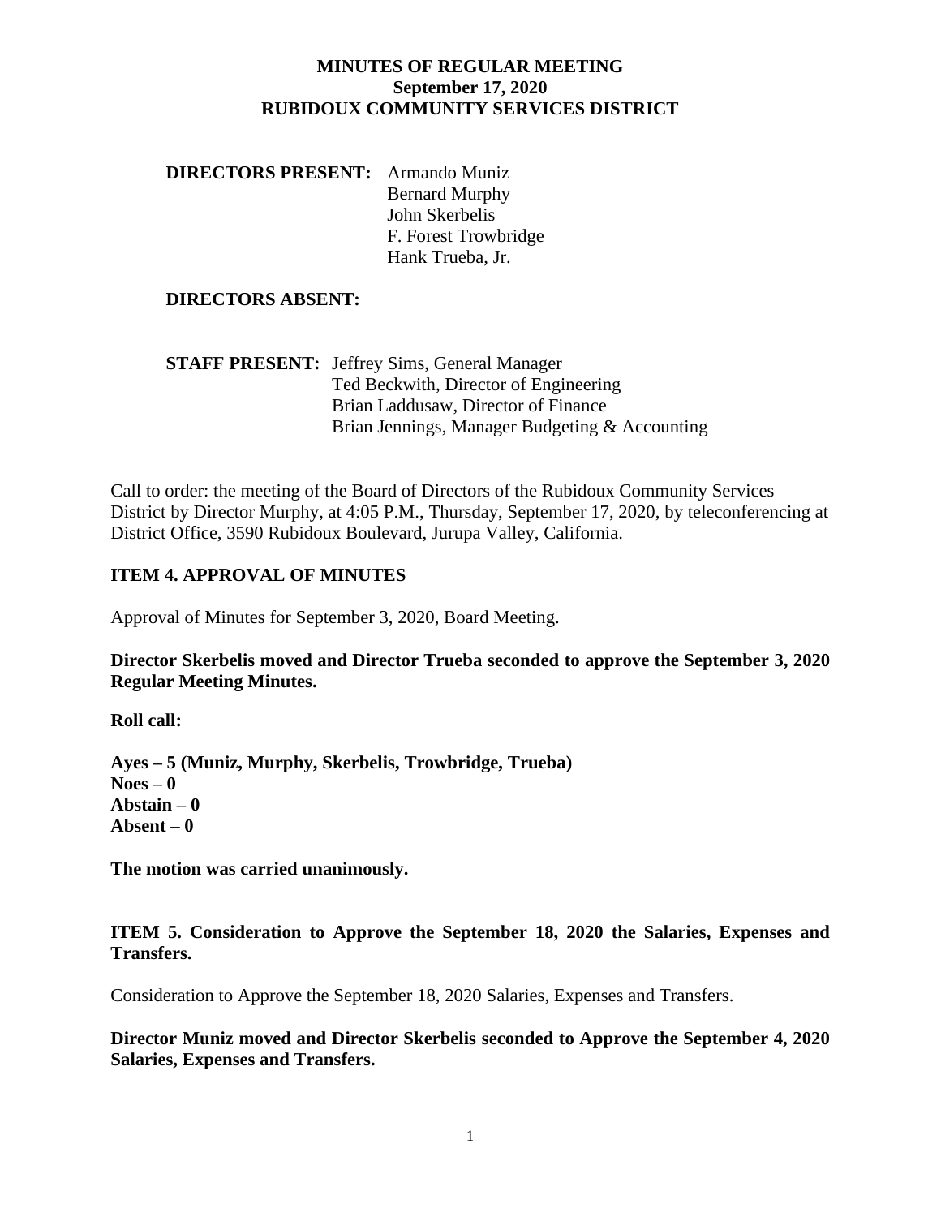# MINUTES OF REGULAR MEETING
## September 17, 2020
## RUBIDOUX COMMUNITY SERVICES DISTRICT

**DIRECTORS PRESENT:** Armando Muniz
Bernard Murphy
John Skerbelis
F. Forest Trowbridge
Hank Trueba, Jr.

**DIRECTORS ABSENT:**

**STAFF PRESENT:** Jeffrey Sims, General Manager
Ted Beckwith, Director of Engineering
Brian Laddusaw, Director of Finance
Brian Jennings, Manager Budgeting & Accounting

Call to order: the meeting of the Board of Directors of the Rubidoux Community Services District by Director Murphy, at 4:05 P.M., Thursday, September 17, 2020, by teleconferencing at District Office, 3590 Rubidoux Boulevard, Jurupa Valley, California.

### ITEM 4. APPROVAL OF MINUTES

Approval of Minutes for September 3, 2020, Board Meeting.

**Director Skerbelis moved and Director Trueba seconded to approve the September 3, 2020 Regular Meeting Minutes.**

**Roll call:**

**Ayes – 5 (Muniz, Murphy, Skerbelis, Trowbridge, Trueba)**
**Noes – 0**
**Abstain – 0**
**Absent – 0**

**The motion was carried unanimously.**

### ITEM 5. Consideration to Approve the September 18, 2020 the Salaries, Expenses and Transfers.

Consideration to Approve the September 18, 2020 Salaries, Expenses and Transfers.

**Director Muniz moved and Director Skerbelis seconded to Approve the September 4, 2020 Salaries, Expenses and Transfers.**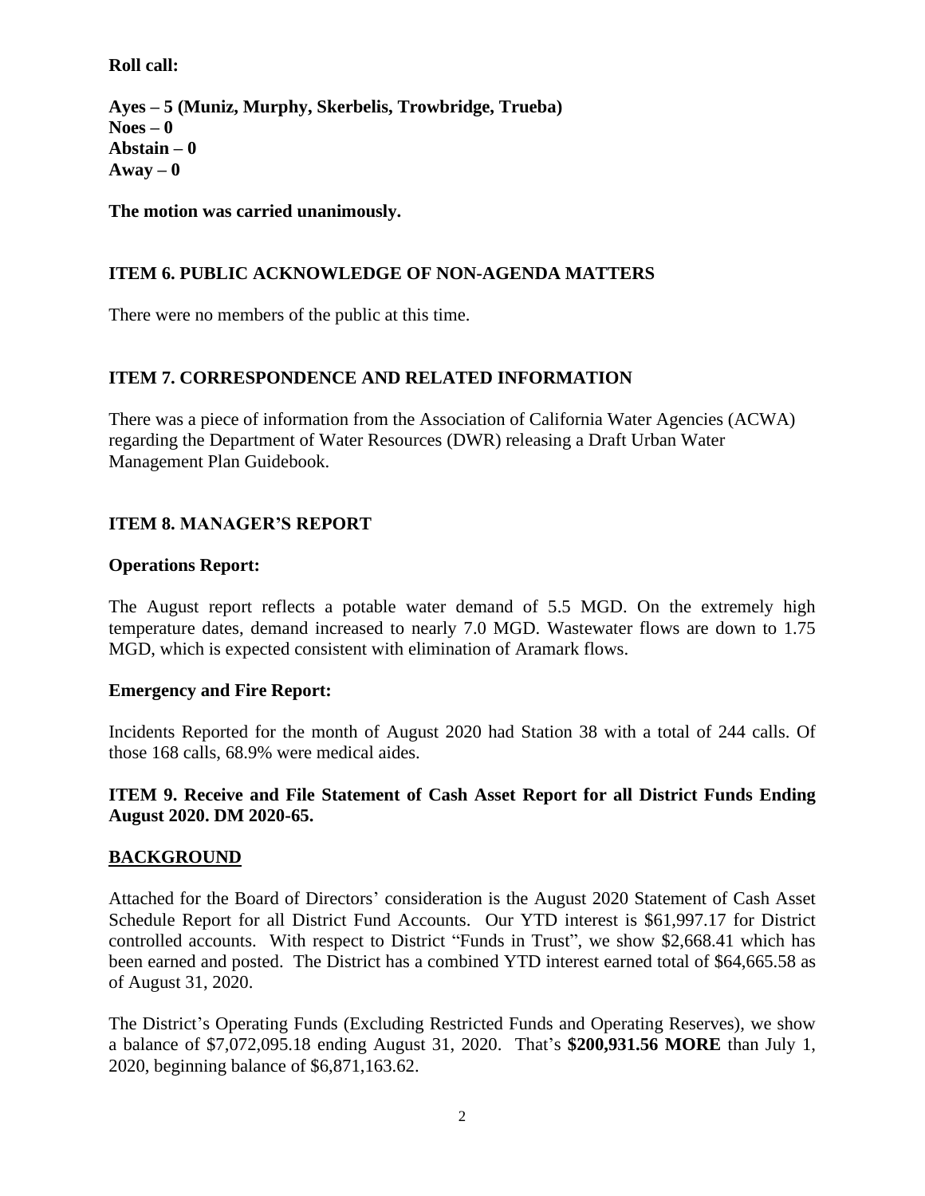**Roll call:**

**Ayes – 5 (Muniz, Murphy, Skerbelis, Trowbridge, Trueba)**
**Noes – 0**
**Abstain – 0**
**Away – 0**

**The motion was carried unanimously.**

## ITEM 6. PUBLIC ACKNOWLEDGE OF NON-AGENDA MATTERS

There were no members of the public at this time.

## ITEM 7. CORRESPONDENCE AND RELATED INFORMATION

There was a piece of information from the Association of California Water Agencies (ACWA) regarding the Department of Water Resources (DWR) releasing a Draft Urban Water Management Plan Guidebook.

## ITEM 8. MANAGER'S REPORT

### Operations Report:

The August report reflects a potable water demand of 5.5 MGD. On the extremely high temperature dates, demand increased to nearly 7.0 MGD. Wastewater flows are down to 1.75 MGD, which is expected consistent with elimination of Aramark flows.

### Emergency and Fire Report:

Incidents Reported for the month of August 2020 had Station 38 with a total of 244 calls. Of those 168 calls, 68.9% were medical aides.

## ITEM 9. Receive and File Statement of Cash Asset Report for all District Funds Ending August 2020. DM 2020-65.

### BACKGROUND

Attached for the Board of Directors' consideration is the August 2020 Statement of Cash Asset Schedule Report for all District Fund Accounts. Our YTD interest is $61,997.17 for District controlled accounts. With respect to District "Funds in Trust", we show $2,668.41 which has been earned and posted. The District has a combined YTD interest earned total of $64,665.58 as of August 31, 2020.

The District's Operating Funds (Excluding Restricted Funds and Operating Reserves), we show a balance of $7,072,095.18 ending August 31, 2020. That's **$200,931.56 MORE** than July 1, 2020, beginning balance of $6,871,163.62.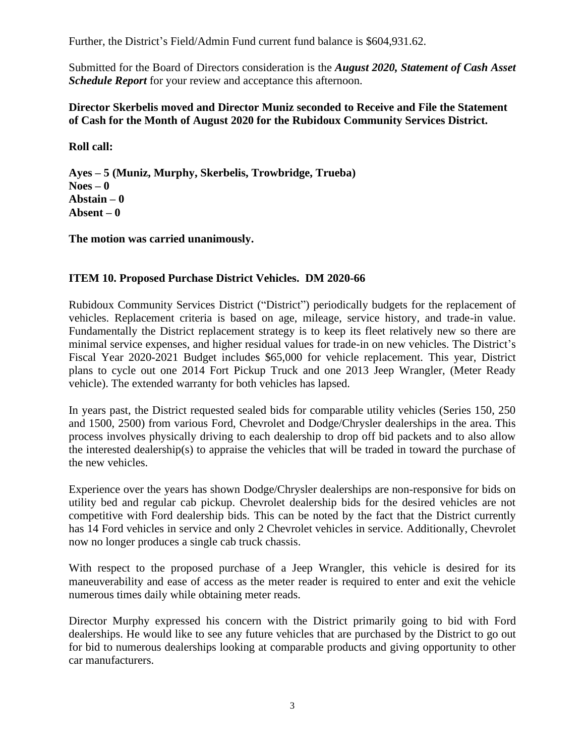Further, the District's Field/Admin Fund current fund balance is $604,931.62.

Submitted for the Board of Directors consideration is the ***August 2020, Statement of Cash Asset Schedule Report*** for your review and acceptance this afternoon.

**Director Skerbelis moved and Director Muniz seconded to Receive and File the Statement of Cash for the Month of August 2020 for the Rubidoux Community Services District.**

**Roll call:**

**Ayes – 5 (Muniz, Murphy, Skerbelis, Trowbridge, Trueba)**
**Noes – 0**
**Abstain – 0**
**Absent – 0**

**The motion was carried unanimously.**

**ITEM 10. Proposed Purchase District Vehicles. DM 2020-66**

Rubidoux Community Services District ("District") periodically budgets for the replacement of vehicles. Replacement criteria is based on age, mileage, service history, and trade-in value. Fundamentally the District replacement strategy is to keep its fleet relatively new so there are minimal service expenses, and higher residual values for trade-in on new vehicles. The District's Fiscal Year 2020-2021 Budget includes $65,000 for vehicle replacement. This year, District plans to cycle out one 2014 Fort Pickup Truck and one 2013 Jeep Wrangler, (Meter Ready vehicle). The extended warranty for both vehicles has lapsed.

In years past, the District requested sealed bids for comparable utility vehicles (Series 150, 250 and 1500, 2500) from various Ford, Chevrolet and Dodge/Chrysler dealerships in the area. This process involves physically driving to each dealership to drop off bid packets and to also allow the interested dealership(s) to appraise the vehicles that will be traded in toward the purchase of the new vehicles.

Experience over the years has shown Dodge/Chrysler dealerships are non-responsive for bids on utility bed and regular cab pickup. Chevrolet dealership bids for the desired vehicles are not competitive with Ford dealership bids. This can be noted by the fact that the District currently has 14 Ford vehicles in service and only 2 Chevrolet vehicles in service. Additionally, Chevrolet now no longer produces a single cab truck chassis.

With respect to the proposed purchase of a Jeep Wrangler, this vehicle is desired for its maneuverability and ease of access as the meter reader is required to enter and exit the vehicle numerous times daily while obtaining meter reads.

Director Murphy expressed his concern with the District primarily going to bid with Ford dealerships. He would like to see any future vehicles that are purchased by the District to go out for bid to numerous dealerships looking at comparable products and giving opportunity to other car manufacturers.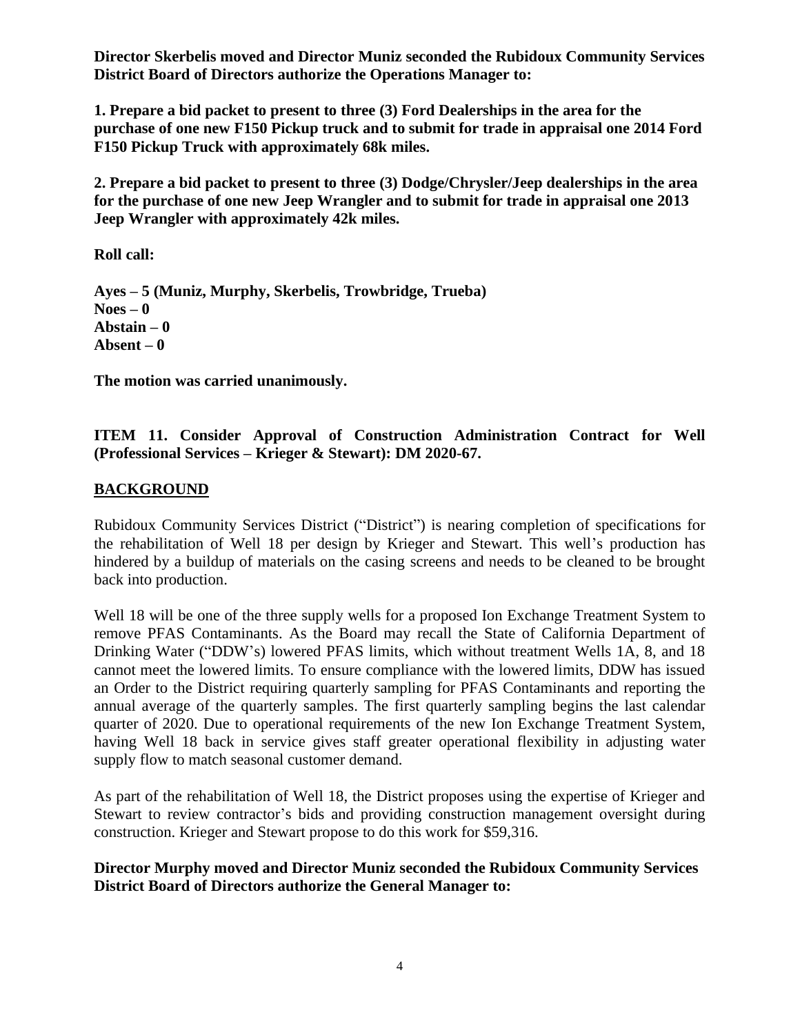**Director Skerbelis moved and Director Muniz seconded the Rubidoux Community Services District Board of Directors authorize the Operations Manager to:**

**1. Prepare a bid packet to present to three (3) Ford Dealerships in the area for the purchase of one new F150 Pickup truck and to submit for trade in appraisal one 2014 Ford F150 Pickup Truck with approximately 68k miles.**

**2. Prepare a bid packet to present to three (3) Dodge/Chrysler/Jeep dealerships in the area for the purchase of one new Jeep Wrangler and to submit for trade in appraisal one 2013 Jeep Wrangler with approximately 42k miles.**

**Roll call:**

**Ayes – 5 (Muniz, Murphy, Skerbelis, Trowbridge, Trueba)**
**Noes – 0**
**Abstain – 0**
**Absent – 0**

**The motion was carried unanimously.**

**ITEM 11. Consider Approval of Construction Administration Contract for Well (Professional Services – Krieger & Stewart): DM 2020-67.**

## BACKGROUND

Rubidoux Community Services District ("District") is nearing completion of specifications for the rehabilitation of Well 18 per design by Krieger and Stewart. This well's production has hindered by a buildup of materials on the casing screens and needs to be cleaned to be brought back into production.

Well 18 will be one of the three supply wells for a proposed Ion Exchange Treatment System to remove PFAS Contaminants. As the Board may recall the State of California Department of Drinking Water ("DDW's) lowered PFAS limits, which without treatment Wells 1A, 8, and 18 cannot meet the lowered limits. To ensure compliance with the lowered limits, DDW has issued an Order to the District requiring quarterly sampling for PFAS Contaminants and reporting the annual average of the quarterly samples. The first quarterly sampling begins the last calendar quarter of 2020. Due to operational requirements of the new Ion Exchange Treatment System, having Well 18 back in service gives staff greater operational flexibility in adjusting water supply flow to match seasonal customer demand.

As part of the rehabilitation of Well 18, the District proposes using the expertise of Krieger and Stewart to review contractor's bids and providing construction management oversight during construction. Krieger and Stewart propose to do this work for $59,316.

**Director Murphy moved and Director Muniz seconded the Rubidoux Community Services District Board of Directors authorize the General Manager to:**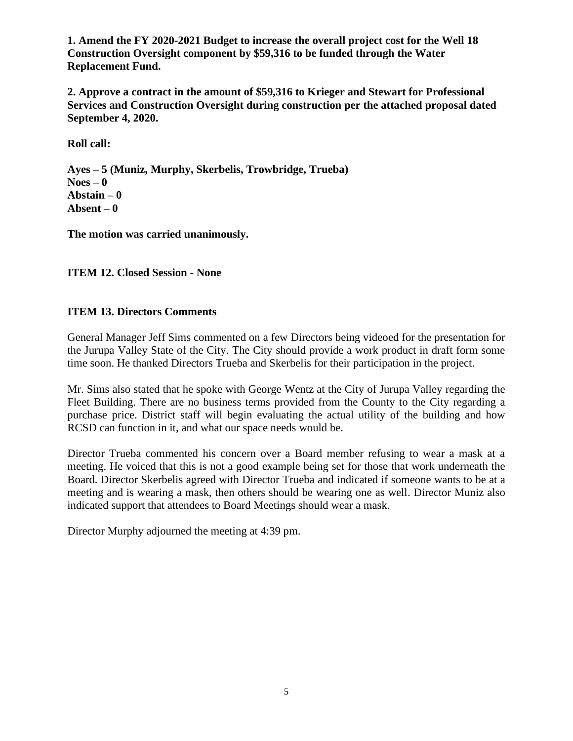**1. Amend the FY 2020-2021 Budget to increase the overall project cost for the Well 18 Construction Oversight component by $59,316 to be funded through the Water Replacement Fund.**

**2. Approve a contract in the amount of $59,316 to Krieger and Stewart for Professional Services and Construction Oversight during construction per the attached proposal dated September 4, 2020.**

**Roll call:**

**Ayes – 5 (Muniz, Murphy, Skerbelis, Trowbridge, Trueba)**
**Noes – 0**
**Abstain – 0**
**Absent – 0**

**The motion was carried unanimously.**

**ITEM 12. Closed Session - None**

**ITEM 13. Directors Comments**

General Manager Jeff Sims commented on a few Directors being videoed for the presentation for the Jurupa Valley State of the City. The City should provide a work product in draft form some time soon. He thanked Directors Trueba and Skerbelis for their participation in the project.

Mr. Sims also stated that he spoke with George Wentz at the City of Jurupa Valley regarding the Fleet Building. There are no business terms provided from the County to the City regarding a purchase price. District staff will begin evaluating the actual utility of the building and how RCSD can function in it, and what our space needs would be.

Director Trueba commented his concern over a Board member refusing to wear a mask at a meeting. He voiced that this is not a good example being set for those that work underneath the Board. Director Skerbelis agreed with Director Trueba and indicated if someone wants to be at a meeting and is wearing a mask, then others should be wearing one as well. Director Muniz also indicated support that attendees to Board Meetings should wear a mask.

Director Murphy adjourned the meeting at 4:39 pm.